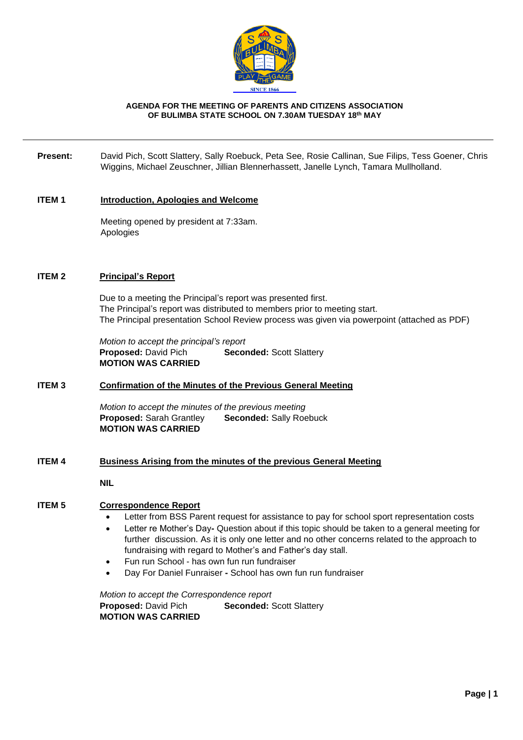**AGENDA FOR THE MEETING OF PARENTS AND CITIZENS ASSOCIATION OF BULIMBA STATE SCHOOL ON 7.30AM TUESDAY 18th MAY**

---

**Present:** David Pich, Scott Slattery, Sally Roebuck, Peta See, Rosie Callinan, Sue Filips, Tess Goener, Chris Wiggins, Michael Zeuschner, Jillian Blennerhassett, Janelle Lynch, Tamara Mullholland.

## ITEM 1 Introduction, Apologies and Welcome

Meeting opened by president at 7:33am.
Apologies

## ITEM 2 Principal's Report

Due to a meeting the Principal's report was presented first.
The Principal's report was distributed to members prior to meeting start.
The Principal presentation School Review process was given via powerpoint (attached as PDF)

*Motion to accept the principal's report*
**Proposed:** David Pich **Seconded:** Scott Slattery
**MOTION WAS CARRIED**

## ITEM 3 Confirmation of the Minutes of the Previous General Meeting

*Motion to accept the minutes of the previous meeting*
**Proposed:** Sarah Grantley **Seconded:** Sally Roebuck
**MOTION WAS CARRIED**

## ITEM 4 Business Arising from the minutes of the previous General Meeting

**NIL**

## ITEM 5 Correspondence Report

- Letter from BSS Parent request for assistance to pay for school sport representation costs
- Letter re Mother's Day**-** Question about if this topic should be taken to a general meeting for further discussion. As it is only one letter and no other concerns related to the approach to fundraising with regard to Mother's and Father's day stall.
- Fun run School - has own fun run fundraiser
- Day For Daniel Funraiser **-** School has own fun run fundraiser

*Motion to accept the Correspondence report*
**Proposed:** David Pich **Seconded:** Scott Slattery
**MOTION WAS CARRIED**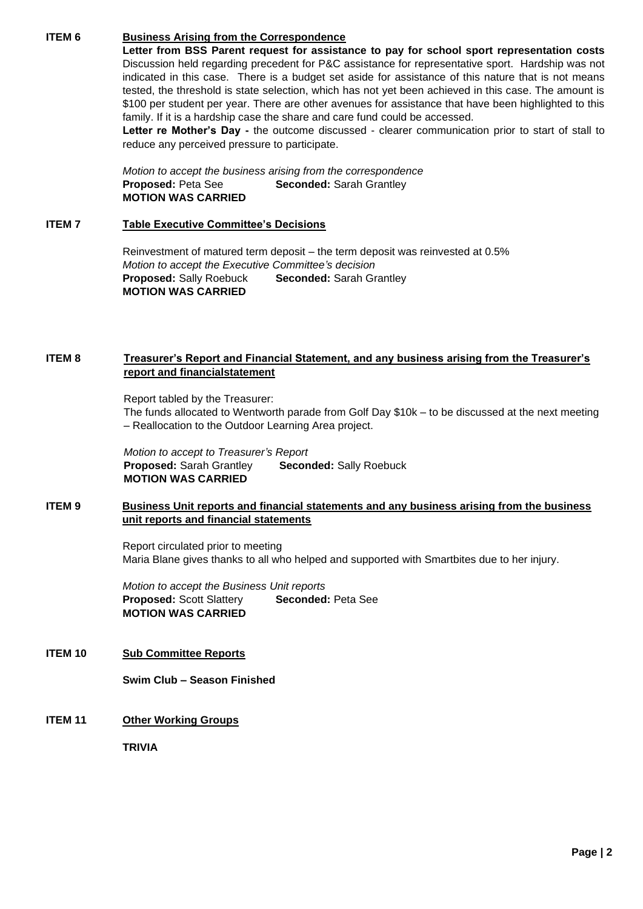**ITEM 6** **Business Arising from the Correspondence**

**Letter from BSS Parent request for assistance to pay for school sport representation costs**
Discussion held regarding precedent for P&C assistance for representative sport. Hardship was not indicated in this case. There is a budget set aside for assistance of this nature that is not means tested, the threshold is state selection, which has not yet been achieved in this case. The amount is $100 per student per year. There are other avenues for assistance that have been highlighted to this family. If it is a hardship case the share and care fund could be accessed.

**Letter re Mother's Day -** the outcome discussed - clearer communication prior to start of stall to reduce any perceived pressure to participate.

*Motion to accept the business arising from the correspondence*
**Proposed:** Peta See **Seconded:** Sarah Grantley
**MOTION WAS CARRIED**

**ITEM 7** **Table Executive Committee's Decisions**

Reinvestment of matured term deposit – the term deposit was reinvested at 0.5%
*Motion to accept the Executive Committee's decision*
**Proposed:** Sally Roebuck **Seconded:** Sarah Grantley
**MOTION WAS CARRIED**

**ITEM 8** **Treasurer's Report and Financial Statement, and any business arising from the Treasurer's report and financialstatement**

Report tabled by the Treasurer:
The funds allocated to Wentworth parade from Golf Day $10k – to be discussed at the next meeting – Reallocation to the Outdoor Learning Area project.

*Motion to accept to Treasurer's Report*
**Proposed:** Sarah Grantley **Seconded:** Sally Roebuck
**MOTION WAS CARRIED**

**ITEM 9** **Business Unit reports and financial statements and any business arising from the business unit reports and financial statements**

Report circulated prior to meeting
Maria Blane gives thanks to all who helped and supported with Smartbites due to her injury.

*Motion to accept the Business Unit reports*
**Proposed:** Scott Slattery **Seconded:** Peta See
**MOTION WAS CARRIED**

**ITEM 10** **Sub Committee Reports**

**Swim Club – Season Finished**

**ITEM 11** **Other Working Groups**

**TRIVIA**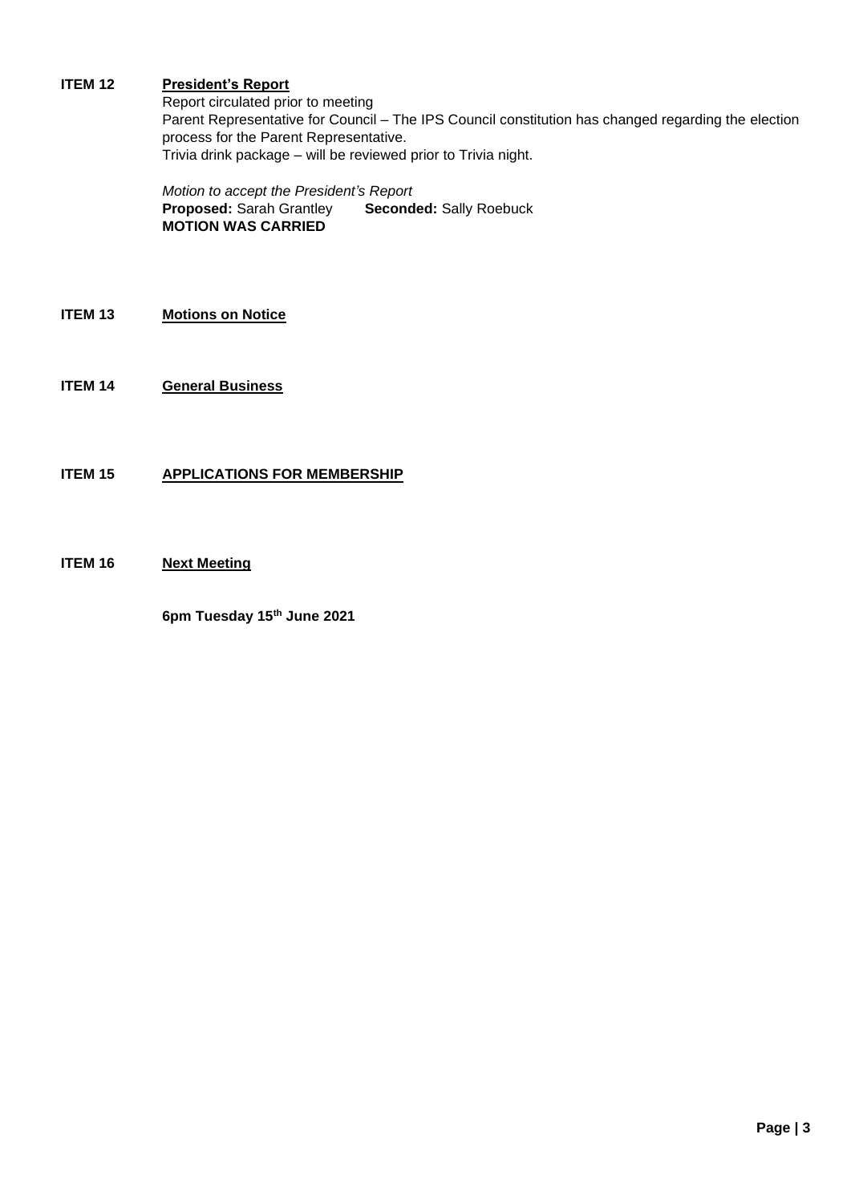**ITEM 12 President's Report**

Report circulated prior to meeting

Parent Representative for Council – The IPS Council constitution has changed regarding the election process for the Parent Representative.

Trivia drink package – will be reviewed prior to Trivia night.

*Motion to accept the President's Report*

**Proposed:** Sarah Grantley **Seconded:** Sally Roebuck

**MOTION WAS CARRIED**

**ITEM 13 Motions on Notice**

**ITEM 14 General Business**

**ITEM 15 APPLICATIONS FOR MEMBERSHIP**

**ITEM 16 Next Meeting**

**6pm Tuesday 15th June 2021**